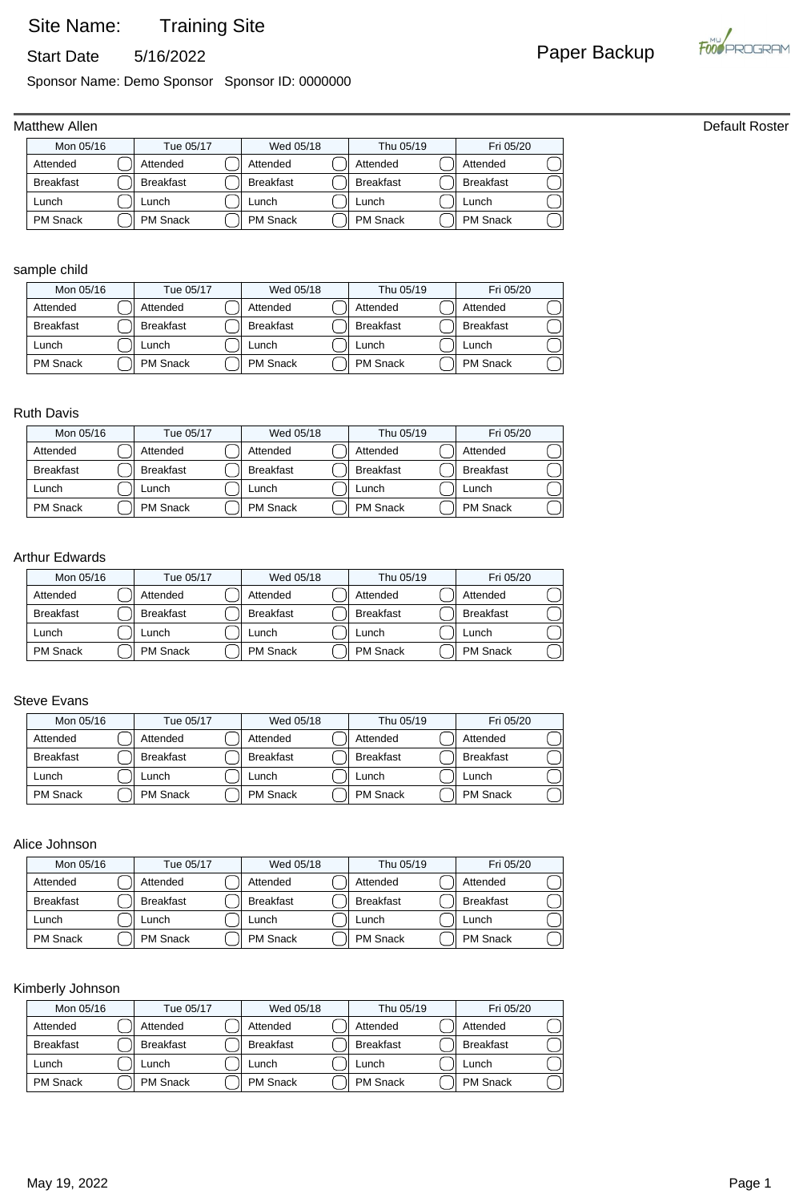Site Name: Training Site

Start Date 5/16/2022

Paper Backup

Sponsor Name: Demo Sponsor Sponsor ID: 0000000

---

Matthew Allen

Default Roster

| Mon 05/16 | Tue 05/17 | Wed 05/18 | Thu 05/19 | Fri 05/20 |
|---|---|---|---|---|
| Attended ◯ | Attended ◯ | Attended ◯ | Attended ◯ | Attended ◯ |
| Breakfast ◯ | Breakfast ◯ | Breakfast ◯ | Breakfast ◯ | Breakfast ◯ |
| Lunch ◯ | Lunch ◯ | Lunch ◯ | Lunch ◯ | Lunch ◯ |
| PM Snack ◯ | PM Snack ◯ | PM Snack ◯ | PM Snack ◯ | PM Snack ◯ |

sample child

| Mon 05/16 | Tue 05/17 | Wed 05/18 | Thu 05/19 | Fri 05/20 |
|---|---|---|---|---|
| Attended ◯ | Attended ◯ | Attended ◯ | Attended ◯ | Attended ◯ |
| Breakfast ◯ | Breakfast ◯ | Breakfast ◯ | Breakfast ◯ | Breakfast ◯ |
| Lunch ◯ | Lunch ◯ | Lunch ◯ | Lunch ◯ | Lunch ◯ |
| PM Snack ◯ | PM Snack ◯ | PM Snack ◯ | PM Snack ◯ | PM Snack ◯ |

Ruth Davis

| Mon 05/16 | Tue 05/17 | Wed 05/18 | Thu 05/19 | Fri 05/20 |
|---|---|---|---|---|
| Attended ◯ | Attended ◯ | Attended ◯ | Attended ◯ | Attended ◯ |
| Breakfast ◯ | Breakfast ◯ | Breakfast ◯ | Breakfast ◯ | Breakfast ◯ |
| Lunch ◯ | Lunch ◯ | Lunch ◯ | Lunch ◯ | Lunch ◯ |
| PM Snack ◯ | PM Snack ◯ | PM Snack ◯ | PM Snack ◯ | PM Snack ◯ |

Arthur Edwards

| Mon 05/16 | Tue 05/17 | Wed 05/18 | Thu 05/19 | Fri 05/20 |
|---|---|---|---|---|
| Attended ◯ | Attended ◯ | Attended ◯ | Attended ◯ | Attended ◯ |
| Breakfast ◯ | Breakfast ◯ | Breakfast ◯ | Breakfast ◯ | Breakfast ◯ |
| Lunch ◯ | Lunch ◯ | Lunch ◯ | Lunch ◯ | Lunch ◯ |
| PM Snack ◯ | PM Snack ◯ | PM Snack ◯ | PM Snack ◯ | PM Snack ◯ |

Steve Evans

| Mon 05/16 | Tue 05/17 | Wed 05/18 | Thu 05/19 | Fri 05/20 |
|---|---|---|---|---|
| Attended ◯ | Attended ◯ | Attended ◯ | Attended ◯ | Attended ◯ |
| Breakfast ◯ | Breakfast ◯ | Breakfast ◯ | Breakfast ◯ | Breakfast ◯ |
| Lunch ◯ | Lunch ◯ | Lunch ◯ | Lunch ◯ | Lunch ◯ |
| PM Snack ◯ | PM Snack ◯ | PM Snack ◯ | PM Snack ◯ | PM Snack ◯ |

Alice Johnson

| Mon 05/16 | Tue 05/17 | Wed 05/18 | Thu 05/19 | Fri 05/20 |
|---|---|---|---|---|
| Attended ◯ | Attended ◯ | Attended ◯ | Attended ◯ | Attended ◯ |
| Breakfast ◯ | Breakfast ◯ | Breakfast ◯ | Breakfast ◯ | Breakfast ◯ |
| Lunch ◯ | Lunch ◯ | Lunch ◯ | Lunch ◯ | Lunch ◯ |
| PM Snack ◯ | PM Snack ◯ | PM Snack ◯ | PM Snack ◯ | PM Snack ◯ |

Kimberly Johnson

| Mon 05/16 | Tue 05/17 | Wed 05/18 | Thu 05/19 | Fri 05/20 |
|---|---|---|---|---|
| Attended ◯ | Attended ◯ | Attended ◯ | Attended ◯ | Attended ◯ |
| Breakfast ◯ | Breakfast ◯ | Breakfast ◯ | Breakfast ◯ | Breakfast ◯ |
| Lunch ◯ | Lunch ◯ | Lunch ◯ | Lunch ◯ | Lunch ◯ |
| PM Snack ◯ | PM Snack ◯ | PM Snack ◯ | PM Snack ◯ | PM Snack ◯ |

May 19, 2022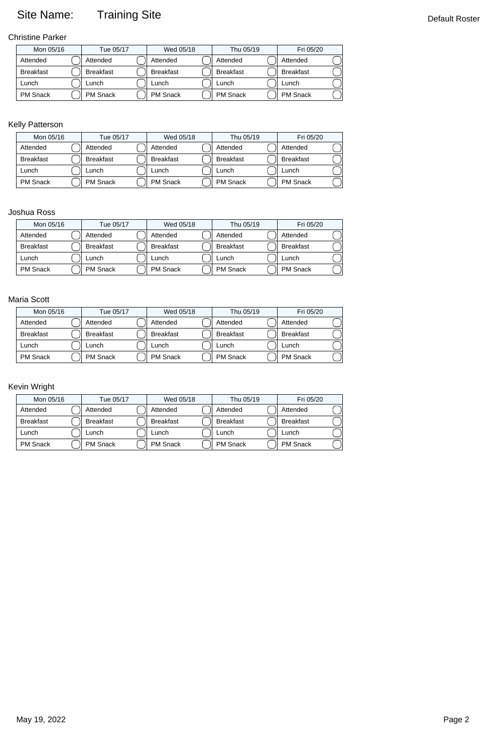Site Name: Training Site

Default Roster

### Christine Parker

| Mon 05/16 | Tue 05/17 | Wed 05/18 | Thu 05/19 | Fri 05/20 |
|---|---|---|---|---|
| Attended ◯ | Attended ◯ | Attended ◯ | Attended ◯ | Attended ◯ |
| Breakfast ◯ | Breakfast ◯ | Breakfast ◯ | Breakfast ◯ | Breakfast ◯ |
| Lunch ◯ | Lunch ◯ | Lunch ◯ | Lunch ◯ | Lunch ◯ |
| PM Snack ◯ | PM Snack ◯ | PM Snack ◯ | PM Snack ◯ | PM Snack ◯ |

### Kelly Patterson

| Mon 05/16 | Tue 05/17 | Wed 05/18 | Thu 05/19 | Fri 05/20 |
|---|---|---|---|---|
| Attended ◯ | Attended ◯ | Attended ◯ | Attended ◯ | Attended ◯ |
| Breakfast ◯ | Breakfast ◯ | Breakfast ◯ | Breakfast ◯ | Breakfast ◯ |
| Lunch ◯ | Lunch ◯ | Lunch ◯ | Lunch ◯ | Lunch ◯ |
| PM Snack ◯ | PM Snack ◯ | PM Snack ◯ | PM Snack ◯ | PM Snack ◯ |

### Joshua Ross

| Mon 05/16 | Tue 05/17 | Wed 05/18 | Thu 05/19 | Fri 05/20 |
|---|---|---|---|---|
| Attended ◯ | Attended ◯ | Attended ◯ | Attended ◯ | Attended ◯ |
| Breakfast ◯ | Breakfast ◯ | Breakfast ◯ | Breakfast ◯ | Breakfast ◯ |
| Lunch ◯ | Lunch ◯ | Lunch ◯ | Lunch ◯ | Lunch ◯ |
| PM Snack ◯ | PM Snack ◯ | PM Snack ◯ | PM Snack ◯ | PM Snack ◯ |

### Maria Scott

| Mon 05/16 | Tue 05/17 | Wed 05/18 | Thu 05/19 | Fri 05/20 |
|---|---|---|---|---|
| Attended ◯ | Attended ◯ | Attended ◯ | Attended ◯ | Attended ◯ |
| Breakfast ◯ | Breakfast ◯ | Breakfast ◯ | Breakfast ◯ | Breakfast ◯ |
| Lunch ◯ | Lunch ◯ | Lunch ◯ | Lunch ◯ | Lunch ◯ |
| PM Snack ◯ | PM Snack ◯ | PM Snack ◯ | PM Snack ◯ | PM Snack ◯ |

### Kevin Wright

| Mon 05/16 | Tue 05/17 | Wed 05/18 | Thu 05/19 | Fri 05/20 |
|---|---|---|---|---|
| Attended ◯ | Attended ◯ | Attended ◯ | Attended ◯ | Attended ◯ |
| Breakfast ◯ | Breakfast ◯ | Breakfast ◯ | Breakfast ◯ | Breakfast ◯ |
| Lunch ◯ | Lunch ◯ | Lunch ◯ | Lunch ◯ | Lunch ◯ |
| PM Snack ◯ | PM Snack ◯ | PM Snack ◯ | PM Snack ◯ | PM Snack ◯ |

May 19, 2022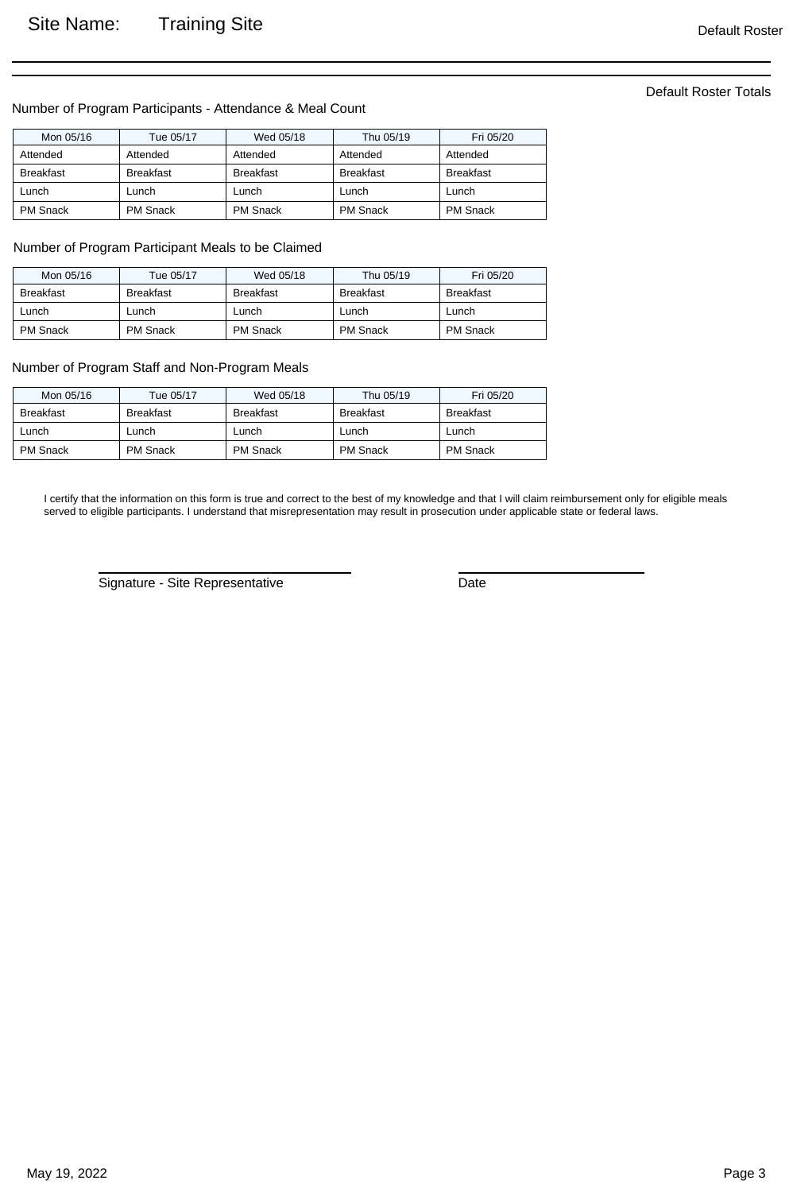Site Name: Training Site

Default Roster

Default Roster Totals

Number of Program Participants - Attendance & Meal Count

| Mon 05/16 | Tue 05/17 | Wed 05/18 | Thu 05/19 | Fri 05/20 |
|---|---|---|---|---|
| Attended | Attended | Attended | Attended | Attended |
| Breakfast | Breakfast | Breakfast | Breakfast | Breakfast |
| Lunch | Lunch | Lunch | Lunch | Lunch |
| PM Snack | PM Snack | PM Snack | PM Snack | PM Snack |

Number of Program Participant Meals to be Claimed

| Mon 05/16 | Tue 05/17 | Wed 05/18 | Thu 05/19 | Fri 05/20 |
|---|---|---|---|---|
| Breakfast | Breakfast | Breakfast | Breakfast | Breakfast |
| Lunch | Lunch | Lunch | Lunch | Lunch |
| PM Snack | PM Snack | PM Snack | PM Snack | PM Snack |

Number of Program Staff and Non-Program Meals

| Mon 05/16 | Tue 05/17 | Wed 05/18 | Thu 05/19 | Fri 05/20 |
|---|---|---|---|---|
| Breakfast | Breakfast | Breakfast | Breakfast | Breakfast |
| Lunch | Lunch | Lunch | Lunch | Lunch |
| PM Snack | PM Snack | PM Snack | PM Snack | PM Snack |

I certify that the information on this form is true and correct to the best of my knowledge and that I will claim reimbursement only for eligible meals served to eligible participants. I understand that misrepresentation may result in prosecution under applicable state or federal laws.

Signature - Site Representative

Date

May 19, 2022